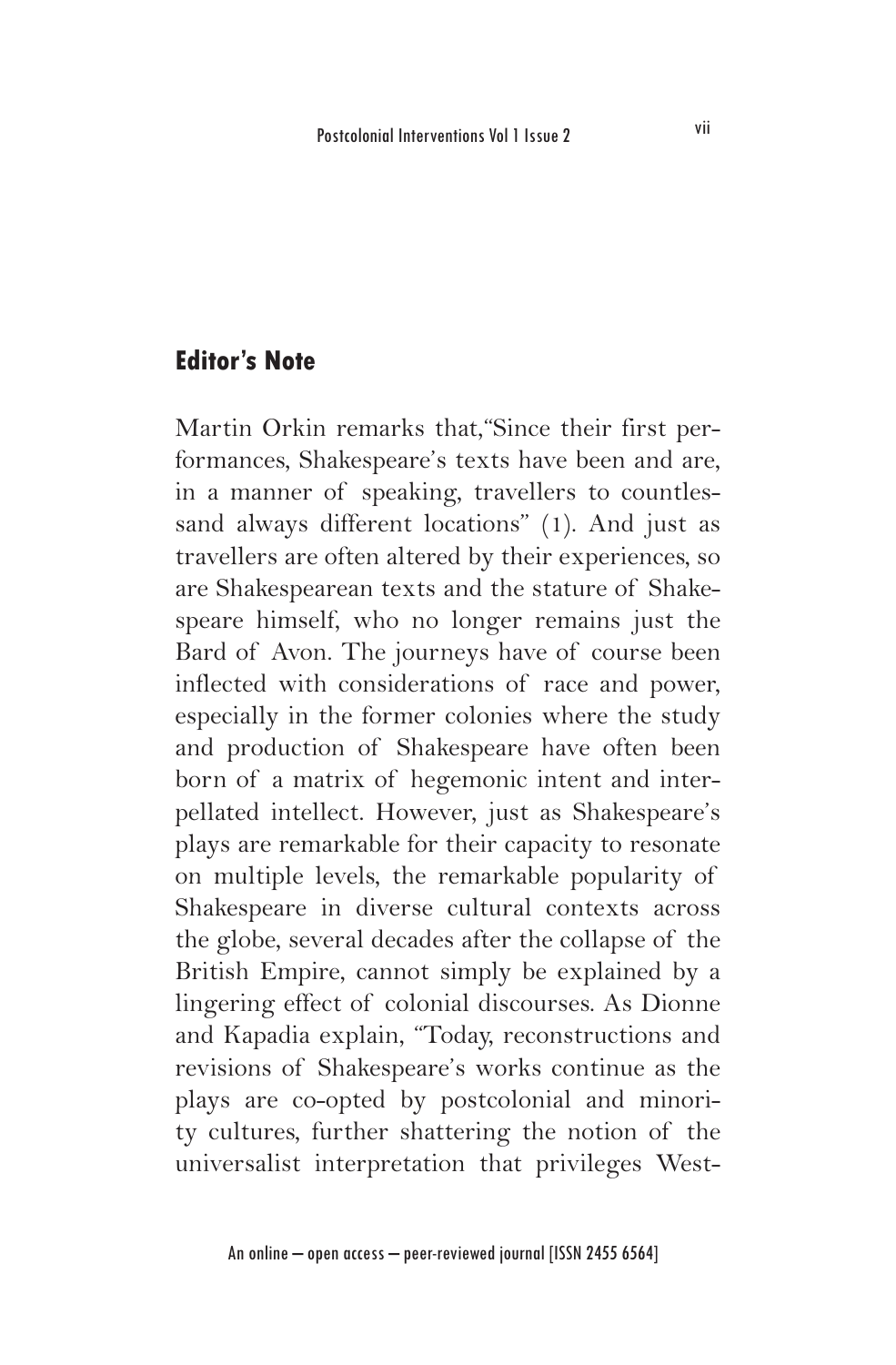## Editor's Note

Martin Orkin remarks that,"Since their first performances, Shakespeare's texts have been and are, in a manner of speaking, travellers to countlessand always different locations" (1). And just as travellers are often altered by their experiences, so are Shakespearean texts and the stature of Shakespeare himself, who no longer remains just the Bard of Avon. The journeys have of course been inflected with considerations of race and power, especially in the former colonies where the study and production of Shakespeare have often been born of a matrix of hegemonic intent and interpellated intellect. However, just as Shakespeare's plays are remarkable for their capacity to resonate on multiple levels, the remarkable popularity of Shakespeare in diverse cultural contexts across the globe, several decades after the collapse of the British Empire, cannot simply be explained by a lingering effect of colonial discourses. As Dionne and Kapadia explain, "Today, reconstructions and revisions of Shakespeare's works continue as the plays are co-opted by postcolonial and minority cultures, further shattering the notion of the universalist interpretation that privileges West-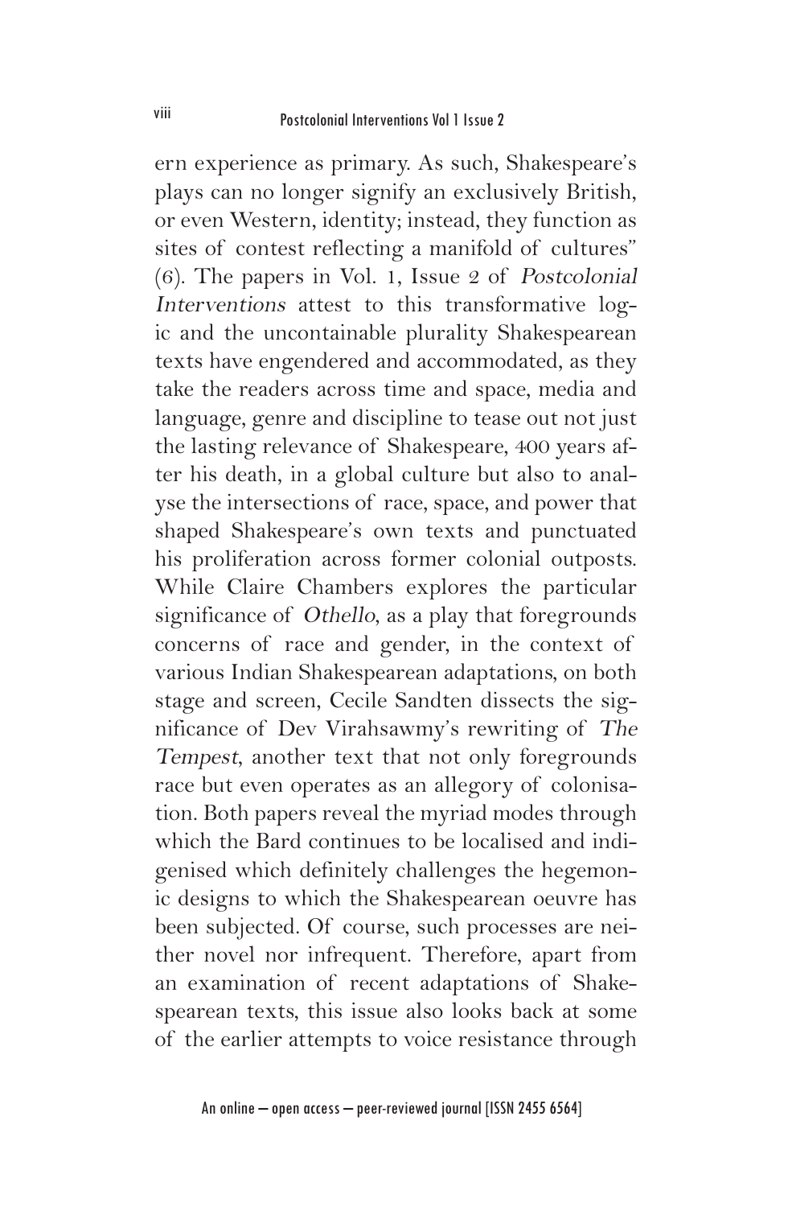ern experience as primary. As such, Shakespeare's plays can no longer signify an exclusively British, or even Western, identity; instead, they function as sites of contest reflecting a manifold of cultures" (6). The papers in Vol. 1, Issue 2 of *Postcolonial Interventions* attest to this transformative logic and the uncontainable plurality Shakespearean texts have engendered and accommodated, as they take the readers across time and space, media and language, genre and discipline to tease out not just the lasting relevance of Shakespeare, 400 years after his death, in a global culture but also to analyse the intersections of race, space, and power that shaped Shakespeare's own texts and punctuated his proliferation across former colonial outposts. While Claire Chambers explores the particular significance of *Othello*, as a play that foregrounds concerns of race and gender, in the context of various Indian Shakespearean adaptations, on both stage and screen, Cecile Sandten dissects the significance of Dev Virahsawmy's rewriting of *The Tempest*, another text that not only foregrounds race but even operates as an allegory of colonisation. Both papers reveal the myriad modes through which the Bard continues to be localised and indigenised which definitely challenges the hegemonic designs to which the Shakespearean oeuvre has been subjected. Of course, such processes are neither novel nor infrequent. Therefore, apart from an examination of recent adaptations of Shakespearean texts, this issue also looks back at some of the earlier attempts to voice resistance through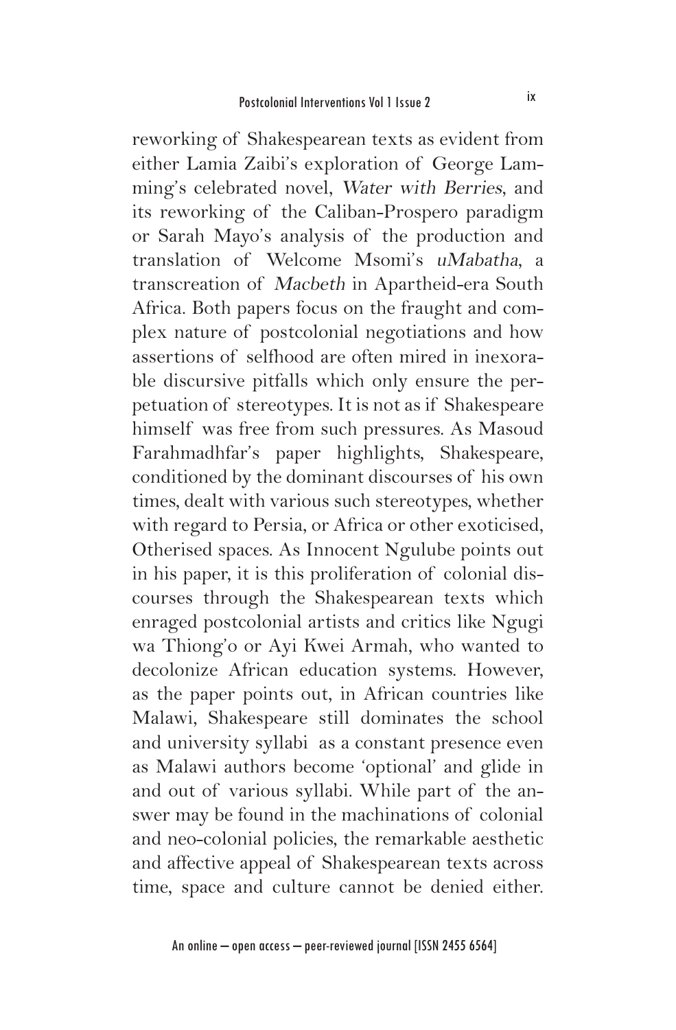reworking of Shakespearean texts as evident from either Lamia Zaibi's exploration of George Lamming's celebrated novel, *Water with Berries*, and its reworking of the Caliban-Prospero paradigm or Sarah Mayo's analysis of the production and translation of Welcome Msomi's *uMabatha*, a transcreation of *Macbeth* in Apartheid-era South Africa. Both papers focus on the fraught and complex nature of postcolonial negotiations and how assertions of selfhood are often mired in inexorable discursive pitfalls which only ensure the perpetuation of stereotypes. It is not as if Shakespeare himself was free from such pressures. As Masoud Farahmadhfar's paper highlights, Shakespeare, conditioned by the dominant discourses of his own times, dealt with various such stereotypes, whether with regard to Persia, or Africa or other exoticised, Otherised spaces. As Innocent Ngulube points out in his paper, it is this proliferation of colonial discourses through the Shakespearean texts which enraged postcolonial artists and critics like Ngugi wa Thiong'o or Ayi Kwei Armah, who wanted to decolonize African education systems. However, as the paper points out, in African countries like Malawi, Shakespeare still dominates the school and university syllabi as a constant presence even as Malawi authors become 'optional' and glide in and out of various syllabi. While part of the answer may be found in the machinations of colonial and neo-colonial policies, the remarkable aesthetic and affective appeal of Shakespearean texts across time, space and culture cannot be denied either.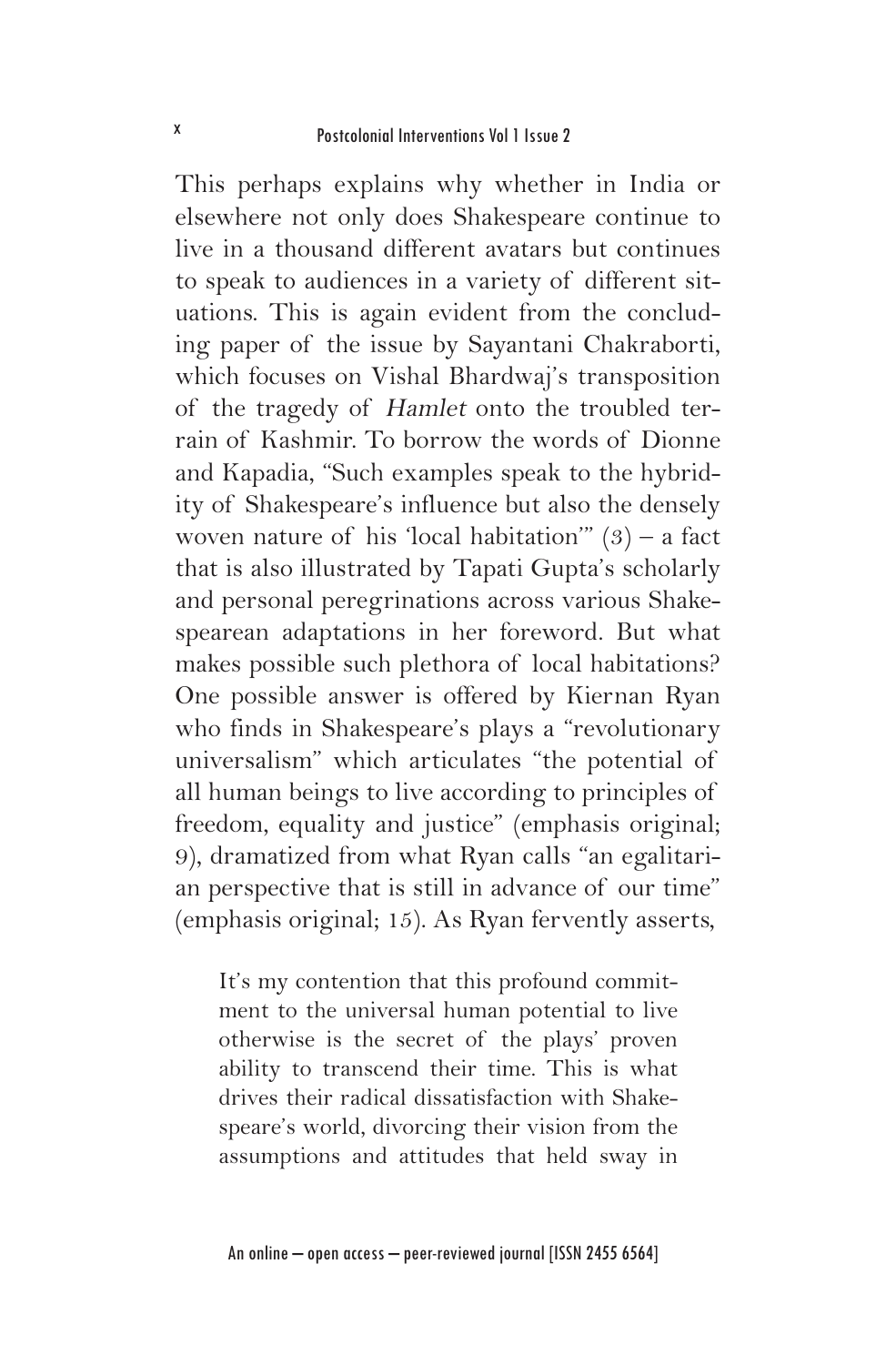This perhaps explains why whether in India or elsewhere not only does Shakespeare continue to live in a thousand different avatars but continues to speak to audiences in a variety of different situations. This is again evident from the concluding paper of the issue by Sayantani Chakraborti, which focuses on Vishal Bhardwaj's transposition of the tragedy of *Hamlet* onto the troubled terrain of Kashmir. To borrow the words of Dionne and Kapadia, "Such examples speak to the hybridity of Shakespeare's influence but also the densely woven nature of his 'local habitation'" (3) – a fact that is also illustrated by Tapati Gupta's scholarly and personal peregrinations across various Shakespearean adaptations in her foreword. But what makes possible such plethora of local habitations? One possible answer is offered by Kiernan Ryan who finds in Shakespeare's plays a "revolutionary universalism" which articulates "the potential of all human beings to live according to principles of freedom, equality and justice" (emphasis original; 9), dramatized from what Ryan calls "an egalitarian perspective that is still in advance of our time" (emphasis original; 15). As Ryan fervently asserts,

> It's my contention that this profound commitment to the universal human potential to live otherwise is the secret of the plays' proven ability to transcend their time. This is what drives their radical dissatisfaction with Shakespeare's world, divorcing their vision from the assumptions and attitudes that held sway in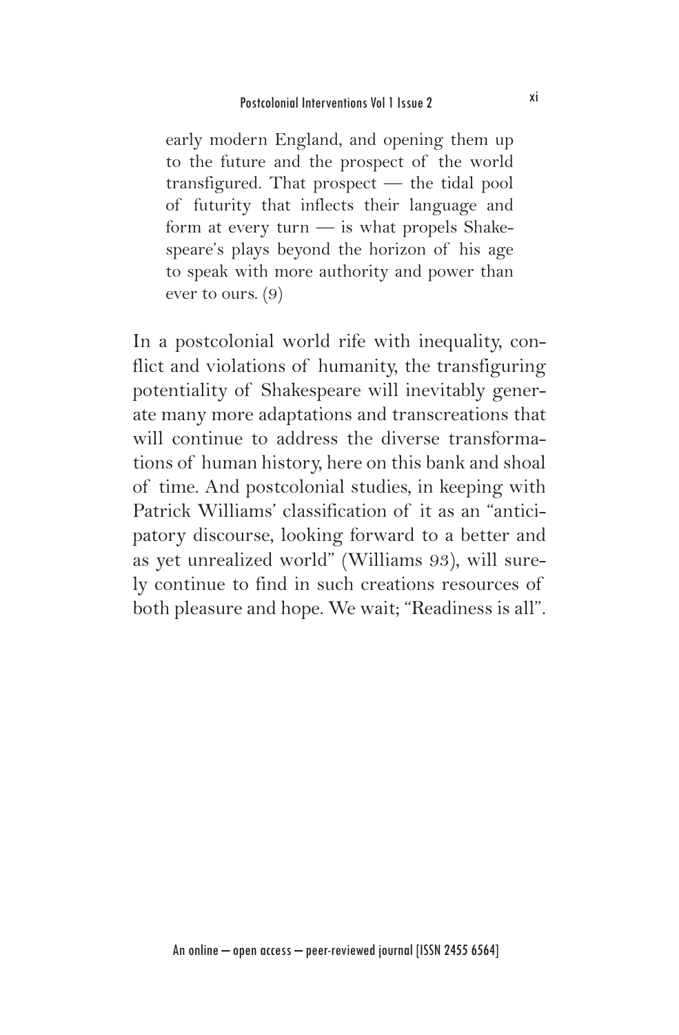> early modern England, and opening them up to the future and the prospect of the world transfigured. That prospect — the tidal pool of futurity that inflects their language and form at every turn — is what propels Shakespeare's plays beyond the horizon of his age to speak with more authority and power than ever to ours. (9)

In a postcolonial world rife with inequality, conflict and violations of humanity, the transfiguring potentiality of Shakespeare will inevitably generate many more adaptations and transcreations that will continue to address the diverse transformations of human history, here on this bank and shoal of time. And postcolonial studies, in keeping with Patrick Williams' classification of it as an "anticipatory discourse, looking forward to a better and as yet unrealized world" (Williams 93), will surely continue to find in such creations resources of both pleasure and hope. We wait; "Readiness is all".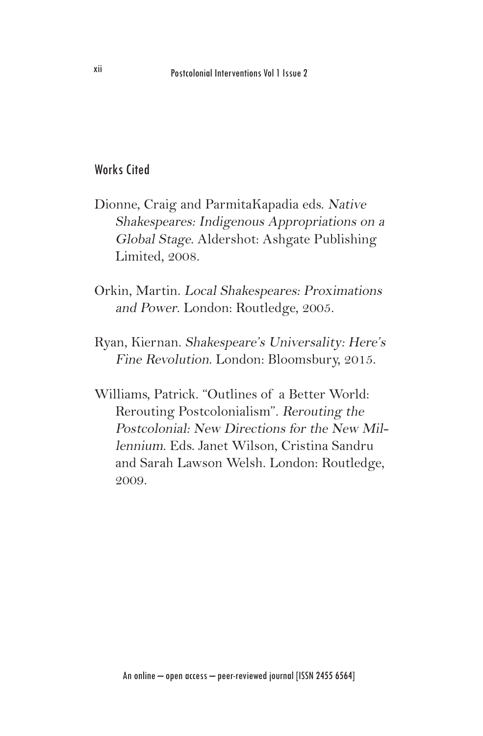## Works Cited

Dionne, Craig and ParmitaKapadia eds. *Native Shakespeares: Indigenous Appropriations on a Global Stage*. Aldershot: Ashgate Publishing Limited, 2008.

Orkin, Martin. *Local Shakespeares: Proximations and Power*. London: Routledge, 2005.

Ryan, Kiernan. *Shakespeare's Universality: Here's Fine Revolution*. London: Bloomsbury, 2015.

Williams, Patrick. "Outlines of a Better World: Rerouting Postcolonialism". *Rerouting the Postcolonial: New Directions for the New Millennium*. Eds. Janet Wilson, Cristina Sandru and Sarah Lawson Welsh. London: Routledge, 2009.